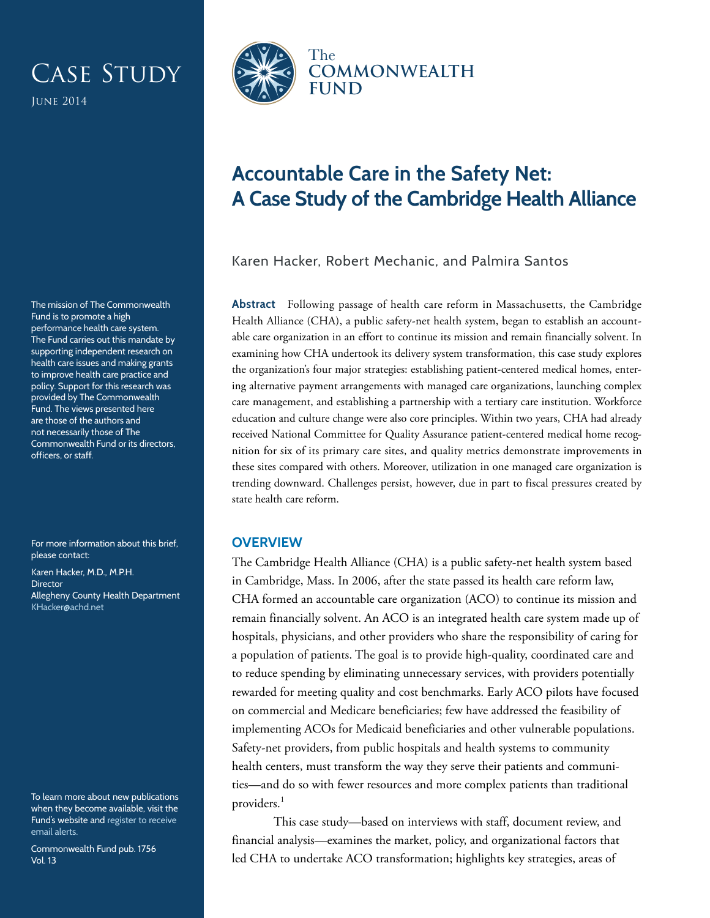# Case Study

June 2014

The Commonwealth Fund

# Accountable Care in the Safety Net: A Case Study of the Cambridge Health Alliance

Karen Hacker, Robert Mechanic, and Palmira Santos

**Abstract** Following passage of health care reform in Massachusetts, the Cambridge Health Alliance (CHA), a public safety-net health system, began to establish an accountable care organization in an effort to continue its mission and remain financially solvent. In examining how CHA undertook its delivery system transformation, this case study explores the organization's four major strategies: establishing patient-centered medical homes, entering alternative payment arrangements with managed care organizations, launching complex care management, and establishing a partnership with a tertiary care institution. Workforce education and culture change were also core principles. Within two years, CHA had already received National Committee for Quality Assurance patient-centered medical home recognition for six of its primary care sites, and quality metrics demonstrate improvements in these sites compared with others. Moreover, utilization in one managed care organization is trending downward. Challenges persist, however, due in part to fiscal pressures created by state health care reform.

## OVERVIEW

The Cambridge Health Alliance (CHA) is a public safety-net health system based in Cambridge, Mass. In 2006, after the state passed its health care reform law, CHA formed an accountable care organization (ACO) to continue its mission and remain financially solvent. An ACO is an integrated health care system made up of hospitals, physicians, and other providers who share the responsibility of caring for a population of patients. The goal is to provide high-quality, coordinated care and to reduce spending by eliminating unnecessary services, with providers potentially rewarded for meeting quality and cost benchmarks. Early ACO pilots have focused on commercial and Medicare beneficiaries; few have addressed the feasibility of implementing ACOs for Medicaid beneficiaries and other vulnerable populations. Safety-net providers, from public hospitals and health systems to community health centers, must transform the way they serve their patients and communities—and do so with fewer resources and more complex patients than traditional providers.[1]

This case study—based on interviews with staff, document review, and financial analysis—examines the market, policy, and organizational factors that led CHA to undertake ACO transformation; highlights key strategies, areas of

---

The mission of The Commonwealth Fund is to promote a high performance health care system. The Fund carries out this mandate by supporting independent research on health care issues and making grants to improve health care practice and policy. Support for this research was provided by The Commonwealth Fund. The views presented here are those of the authors and not necessarily those of The Commonwealth Fund or its directors, officers, or staff.

For more information about this brief, please contact:

Karen Hacker, M.D., M.P.H.
Director
Allegheny County Health Department
KHacker@achd.net

To learn more about new publications when they become available, visit the Fund's website and register to receive email alerts.

Commonwealth Fund pub. 1756
Vol. 13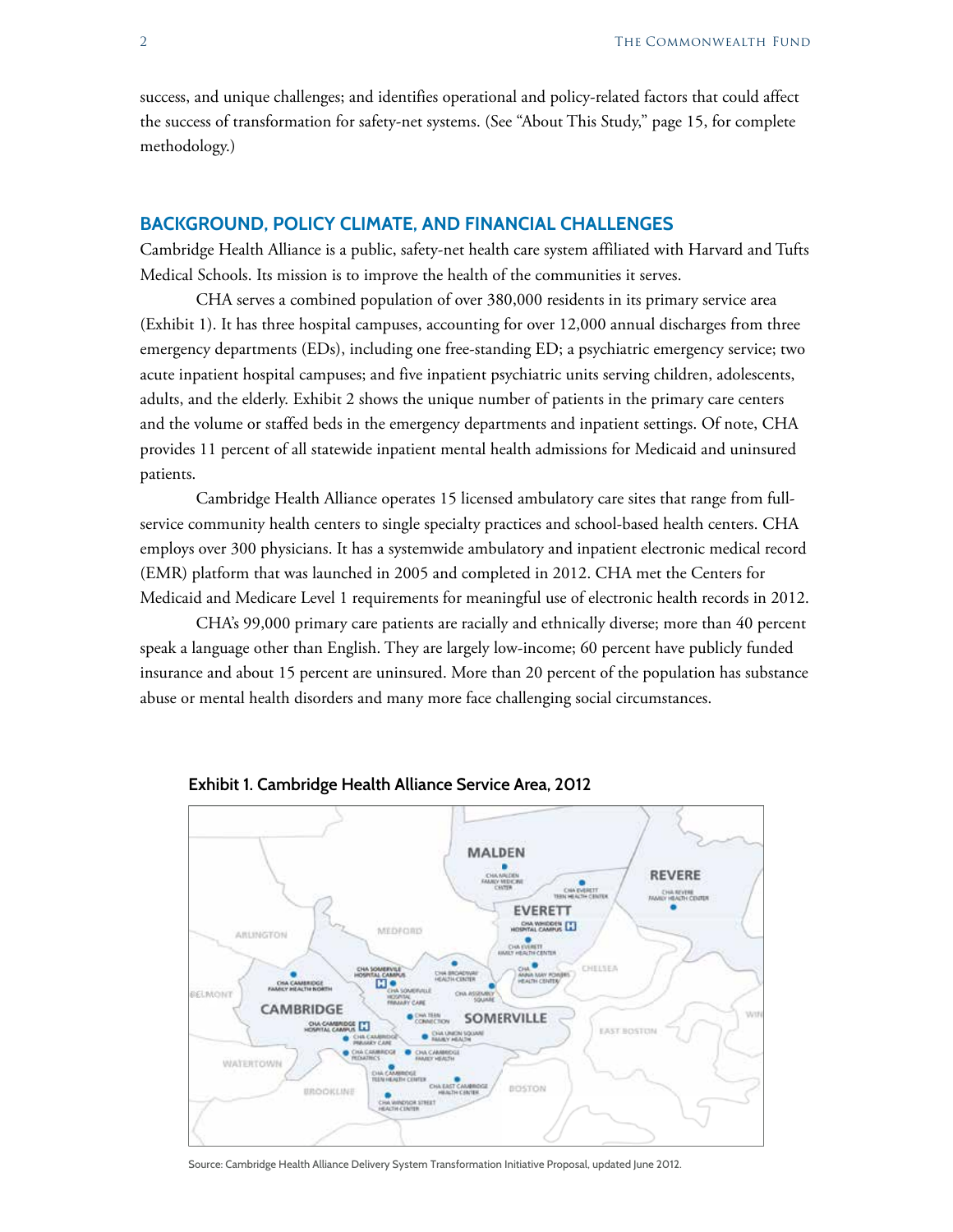success, and unique challenges; and identifies operational and policy-related factors that could affect the success of transformation for safety-net systems. (See "About This Study," page 15, for complete methodology.)

## BACKGROUND, POLICY CLIMATE, AND FINANCIAL CHALLENGES

Cambridge Health Alliance is a public, safety-net health care system affiliated with Harvard and Tufts Medical Schools. Its mission is to improve the health of the communities it serves.

CHA serves a combined population of over 380,000 residents in its primary service area (Exhibit 1). It has three hospital campuses, accounting for over 12,000 annual discharges from three emergency departments (EDs), including one free-standing ED; a psychiatric emergency service; two acute inpatient hospital campuses; and five inpatient psychiatric units serving children, adolescents, adults, and the elderly. Exhibit 2 shows the unique number of patients in the primary care centers and the volume or staffed beds in the emergency departments and inpatient settings. Of note, CHA provides 11 percent of all statewide inpatient mental health admissions for Medicaid and uninsured patients.

Cambridge Health Alliance operates 15 licensed ambulatory care sites that range from full-service community health centers to single specialty practices and school-based health centers. CHA employs over 300 physicians. It has a systemwide ambulatory and inpatient electronic medical record (EMR) platform that was launched in 2005 and completed in 2012. CHA met the Centers for Medicaid and Medicare Level 1 requirements for meaningful use of electronic health records in 2012.

CHA's 99,000 primary care patients are racially and ethnically diverse; more than 40 percent speak a language other than English. They are largely low-income; 60 percent have publicly funded insurance and about 15 percent are uninsured. More than 20 percent of the population has substance abuse or mental health disorders and many more face challenging social circumstances.

**Exhibit 1. Cambridge Health Alliance Service Area, 2012**

Source: Cambridge Health Alliance Delivery System Transformation Initiative Proposal, updated June 2012.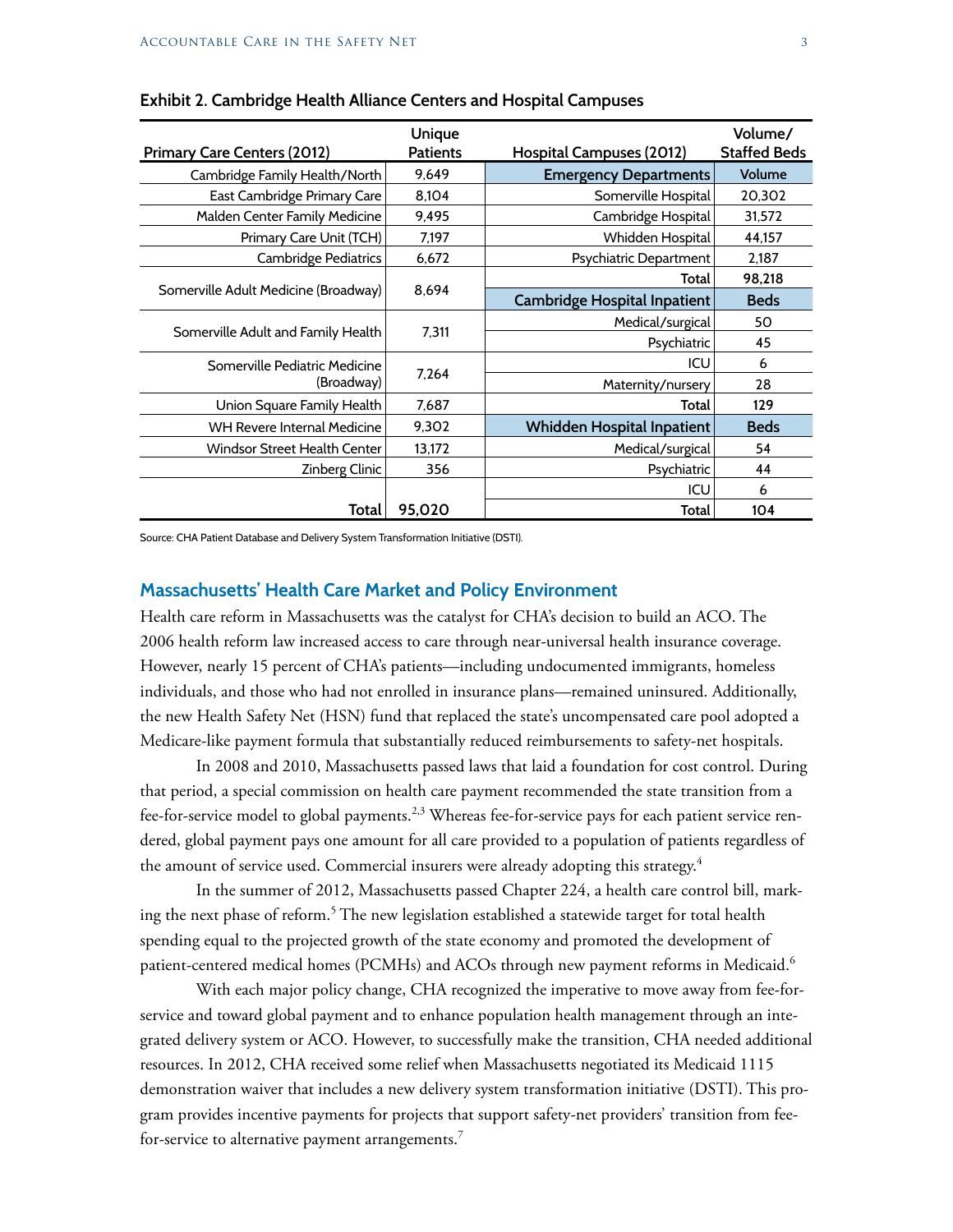**Exhibit 2. Cambridge Health Alliance Centers and Hospital Campuses**

| Primary Care Centers (2012) | Unique Patients | Hospital Campuses (2012) | Volume/ Staffed Beds |
|---|---|---|---|
| Cambridge Family Health/North | 9,649 | **Emergency Departments** | **Volume** |
| East Cambridge Primary Care | 8,104 | Somerville Hospital | 20,302 |
| Malden Center Family Medicine | 9,495 | Cambridge Hospital | 31,572 |
| Primary Care Unit (TCH) | 7,197 | Whidden Hospital | 44,157 |
| Cambridge Pediatrics | 6,672 | Psychiatric Department | 2,187 |
| Somerville Adult Medicine (Broadway) | 8,694 | Total | 98,218 |
| | | **Cambridge Hospital Inpatient** | **Beds** |
| Somerville Adult and Family Health | 7,311 | Medical/surgical | 50 |
| | | Psychiatric | 45 |
| Somerville Pediatric Medicine (Broadway) | 7,264 | ICU | 6 |
| | | Maternity/nursery | 28 |
| Union Square Family Health | 7,687 | Total | 129 |
| WH Revere Internal Medicine | 9,302 | **Whidden Hospital Inpatient** | **Beds** |
| Windsor Street Health Center | 13,172 | Medical/surgical | 54 |
| Zinberg Clinic | 356 | Psychiatric | 44 |
| | | ICU | 6 |
| **Total** | **95,020** | Total | 104 |

Source: CHA Patient Database and Delivery System Transformation Initiative (DSTI).

## Massachusetts' Health Care Market and Policy Environment

Health care reform in Massachusetts was the catalyst for CHA's decision to build an ACO. The 2006 health reform law increased access to care through near-universal health insurance coverage. However, nearly 15 percent of CHA's patients—including undocumented immigrants, homeless individuals, and those who had not enrolled in insurance plans—remained uninsured. Additionally, the new Health Safety Net (HSN) fund that replaced the state's uncompensated care pool adopted a Medicare-like payment formula that substantially reduced reimbursements to safety-net hospitals.

In 2008 and 2010, Massachusetts passed laws that laid a foundation for cost control. During that period, a special commission on health care payment recommended the state transition from a fee-for-service model to global payments.[2,3] Whereas fee-for-service pays for each patient service rendered, global payment pays one amount for all care provided to a population of patients regardless of the amount of service used. Commercial insurers were already adopting this strategy.[4]

In the summer of 2012, Massachusetts passed Chapter 224, a health care control bill, marking the next phase of reform.[5] The new legislation established a statewide target for total health spending equal to the projected growth of the state economy and promoted the development of patient-centered medical homes (PCMHs) and ACOs through new payment reforms in Medicaid.[6]

With each major policy change, CHA recognized the imperative to move away from fee-for-service and toward global payment and to enhance population health management through an integrated delivery system or ACO. However, to successfully make the transition, CHA needed additional resources. In 2012, CHA received some relief when Massachusetts negotiated its Medicaid 1115 demonstration waiver that includes a new delivery system transformation initiative (DSTI). This program provides incentive payments for projects that support safety-net providers' transition from fee-for-service to alternative payment arrangements.[7]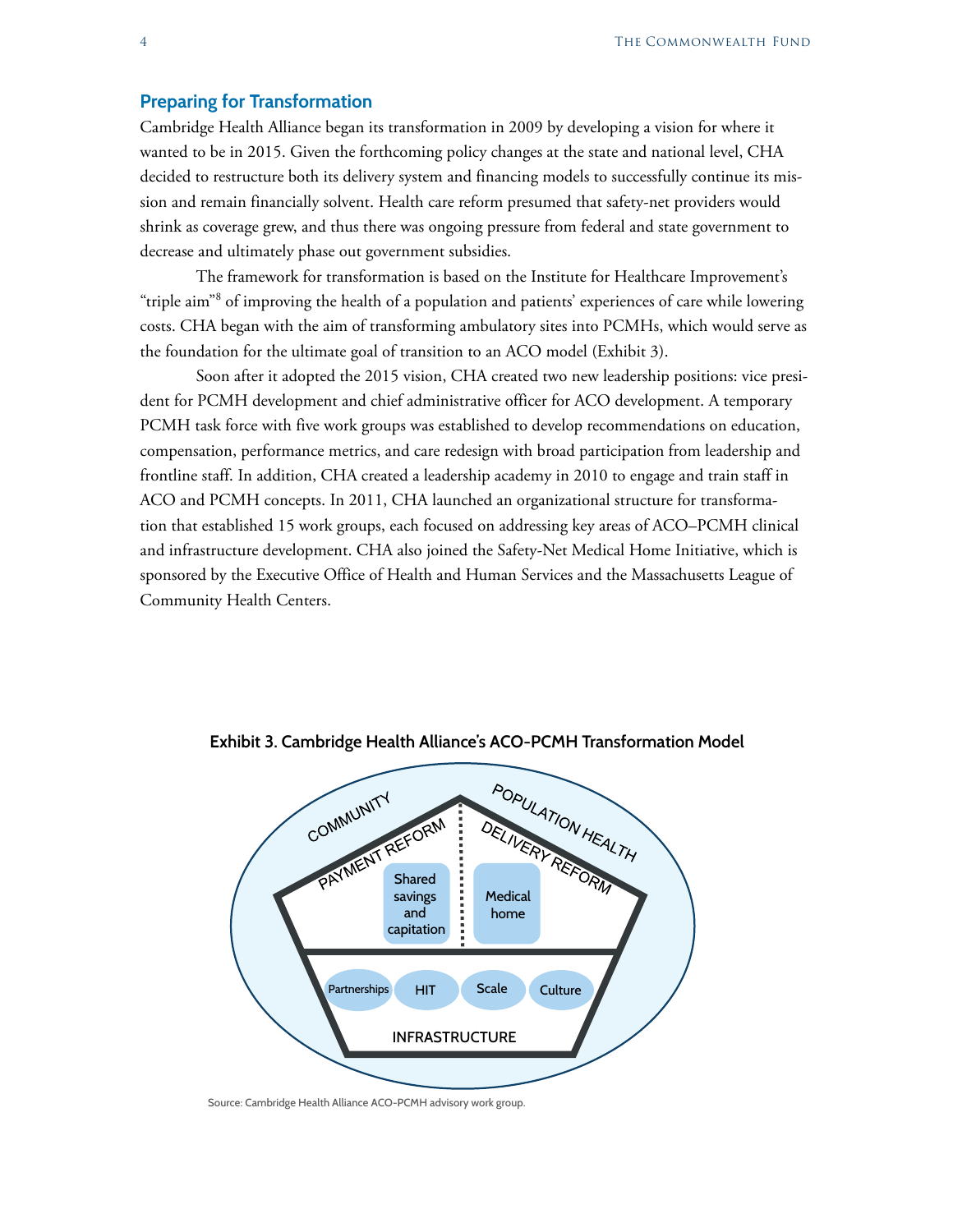## Preparing for Transformation

Cambridge Health Alliance began its transformation in 2009 by developing a vision for where it wanted to be in 2015. Given the forthcoming policy changes at the state and national level, CHA decided to restructure both its delivery system and financing models to successfully continue its mission and remain financially solvent. Health care reform presumed that safety-net providers would shrink as coverage grew, and thus there was ongoing pressure from federal and state government to decrease and ultimately phase out government subsidies.

The framework for transformation is based on the Institute for Healthcare Improvement's "triple aim"[8] of improving the health of a population and patients' experiences of care while lowering costs. CHA began with the aim of transforming ambulatory sites into PCMHs, which would serve as the foundation for the ultimate goal of transition to an ACO model (Exhibit 3).

Soon after it adopted the 2015 vision, CHA created two new leadership positions: vice president for PCMH development and chief administrative officer for ACO development. A temporary PCMH task force with five work groups was established to develop recommendations on education, compensation, performance metrics, and care redesign with broad participation from leadership and frontline staff. In addition, CHA created a leadership academy in 2010 to engage and train staff in ACO and PCMH concepts. In 2011, CHA launched an organizational structure for transformation that established 15 work groups, each focused on addressing key areas of ACO–PCMH clinical and infrastructure development. CHA also joined the Safety-Net Medical Home Initiative, which is sponsored by the Executive Office of Health and Human Services and the Massachusetts League of Community Health Centers.

**Exhibit 3. Cambridge Health Alliance's ACO-PCMH Transformation Model**

COMMUNITY | POPULATION HEALTH

PAYMENT REFORM: Shared savings and capitation

DELIVERY REFORM: Medical home

INFRASTRUCTURE: Partnerships, HIT, Scale, Culture

Source: Cambridge Health Alliance ACO-PCMH advisory work group.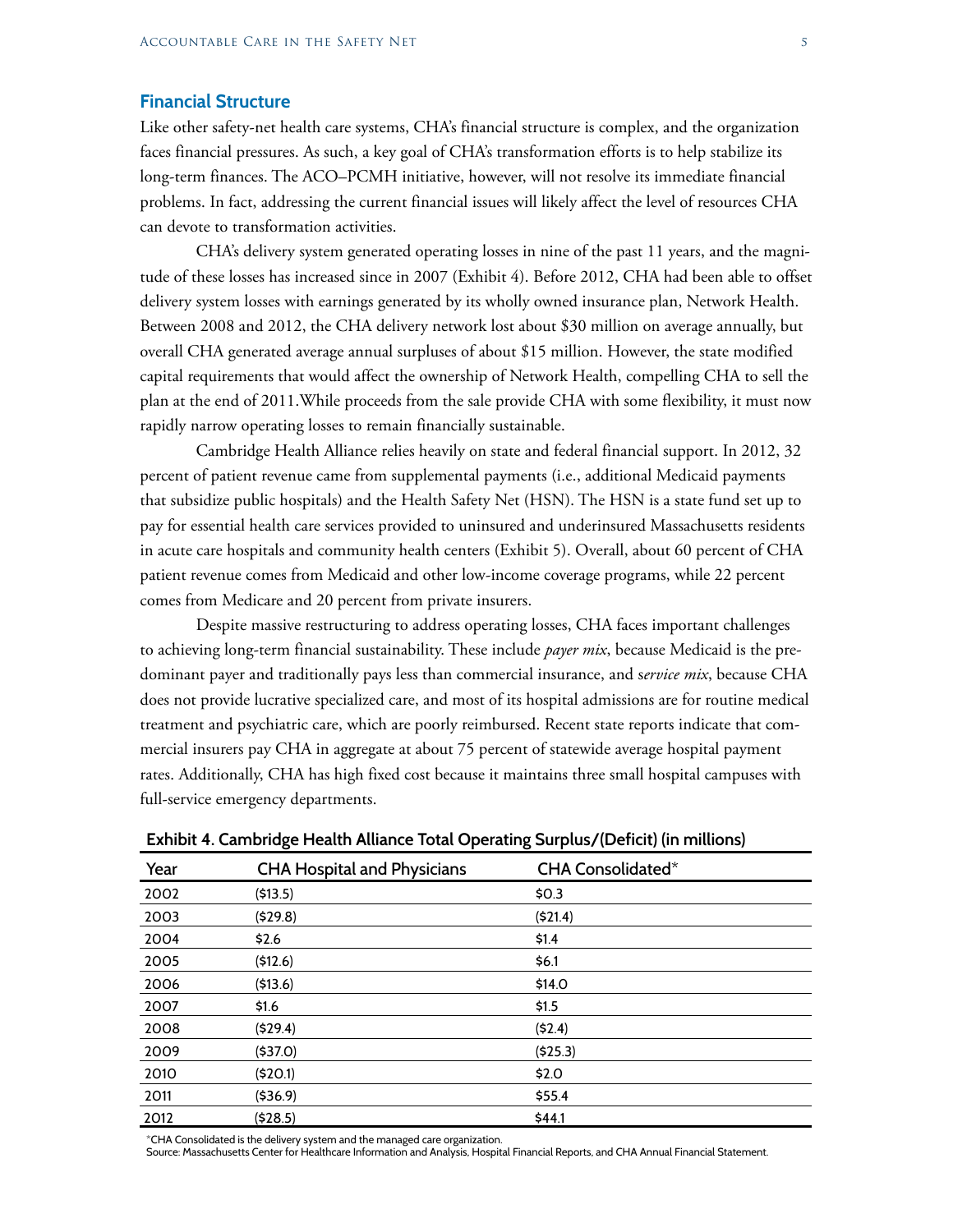## Financial Structure

Like other safety-net health care systems, CHA's financial structure is complex, and the organization faces financial pressures. As such, a key goal of CHA's transformation efforts is to help stabilize its long-term finances. The ACO–PCMH initiative, however, will not resolve its immediate financial problems. In fact, addressing the current financial issues will likely affect the level of resources CHA can devote to transformation activities.

CHA's delivery system generated operating losses in nine of the past 11 years, and the magnitude of these losses has increased since in 2007 (Exhibit 4). Before 2012, CHA had been able to offset delivery system losses with earnings generated by its wholly owned insurance plan, Network Health. Between 2008 and 2012, the CHA delivery network lost about $30 million on average annually, but overall CHA generated average annual surpluses of about $15 million. However, the state modified capital requirements that would affect the ownership of Network Health, compelling CHA to sell the plan at the end of 2011.While proceeds from the sale provide CHA with some flexibility, it must now rapidly narrow operating losses to remain financially sustainable.

Cambridge Health Alliance relies heavily on state and federal financial support. In 2012, 32 percent of patient revenue came from supplemental payments (i.e., additional Medicaid payments that subsidize public hospitals) and the Health Safety Net (HSN). The HSN is a state fund set up to pay for essential health care services provided to uninsured and underinsured Massachusetts residents in acute care hospitals and community health centers (Exhibit 5). Overall, about 60 percent of CHA patient revenue comes from Medicaid and other low-income coverage programs, while 22 percent comes from Medicare and 20 percent from private insurers.

Despite massive restructuring to address operating losses, CHA faces important challenges to achieving long-term financial sustainability. These include *payer mix*, because Medicaid is the predominant payer and traditionally pays less than commercial insurance, and *service mix*, because CHA does not provide lucrative specialized care, and most of its hospital admissions are for routine medical treatment and psychiatric care, which are poorly reimbursed. Recent state reports indicate that commercial insurers pay CHA in aggregate at about 75 percent of statewide average hospital payment rates. Additionally, CHA has high fixed cost because it maintains three small hospital campuses with full-service emergency departments.

**Exhibit 4. Cambridge Health Alliance Total Operating Surplus/(Deficit) (in millions)**

| Year | CHA Hospital and Physicians | CHA Consolidated* |
|---|---|---|
| 2002 | ($13.5) | $0.3 |
| 2003 | ($29.8) | ($21.4) |
| 2004 | $2.6 | $1.4 |
| 2005 | ($12.6) | $6.1 |
| 2006 | ($13.6) | $14.0 |
| 2007 | $1.6 | $1.5 |
| 2008 | ($29.4) | ($2.4) |
| 2009 | ($37.0) | ($25.3) |
| 2010 | ($20.1) | $2.0 |
| 2011 | ($36.9) | $55.4 |
| 2012 | ($28.5) | $44.1 |

*CHA Consolidated is the delivery system and the managed care organization.
Source: Massachusetts Center for Healthcare Information and Analysis, Hospital Financial Reports, and CHA Annual Financial Statement.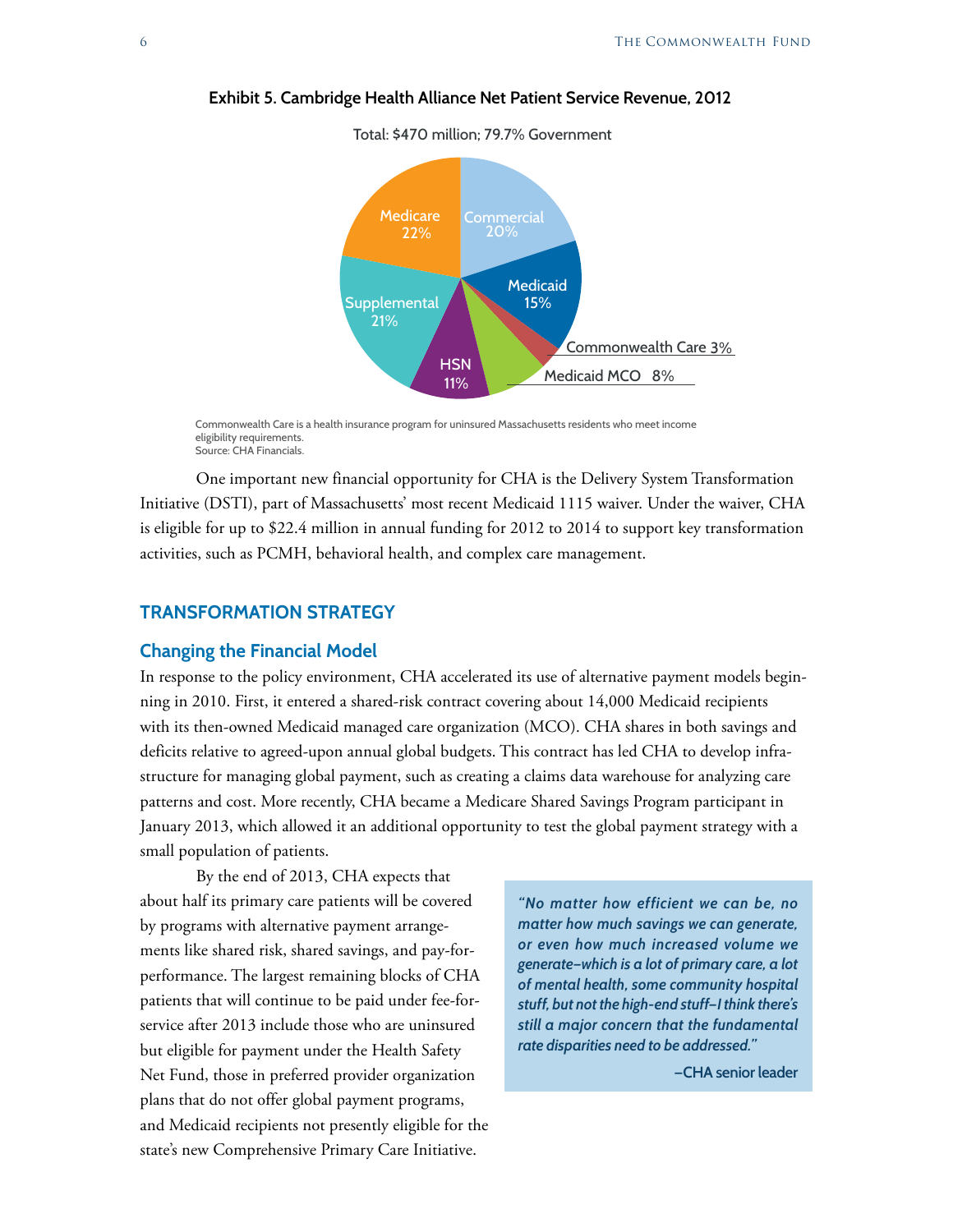**Exhibit 5. Cambridge Health Alliance Net Patient Service Revenue, 2012**

Total: $470 million; 79.7% Government

| Payer | Share |
| --- | --- |
| Commercial | 20% |
| Medicaid | 15% |
| Commonwealth Care | 3% |
| Medicaid MCO | 8% |
| HSN | 11% |
| Supplemental | 21% |
| Medicare | 22% |

Commonwealth Care is a health insurance program for uninsured Massachusetts residents who meet income eligibility requirements.
Source: CHA Financials.

One important new financial opportunity for CHA is the Delivery System Transformation Initiative (DSTI), part of Massachusetts' most recent Medicaid 1115 waiver. Under the waiver, CHA is eligible for up to $22.4 million in annual funding for 2012 to 2014 to support key transformation activities, such as PCMH, behavioral health, and complex care management.

## TRANSFORMATION STRATEGY

### Changing the Financial Model

In response to the policy environment, CHA accelerated its use of alternative payment models beginning in 2010. First, it entered a shared-risk contract covering about 14,000 Medicaid recipients with its then-owned Medicaid managed care organization (MCO). CHA shares in both savings and deficits relative to agreed-upon annual global budgets. This contract has led CHA to develop infrastructure for managing global payment, such as creating a claims data warehouse for analyzing care patterns and cost. More recently, CHA became a Medicare Shared Savings Program participant in January 2013, which allowed it an additional opportunity to test the global payment strategy with a small population of patients.

By the end of 2013, CHA expects that about half its primary care patients will be covered by programs with alternative payment arrangements like shared risk, shared savings, and pay-for-performance. The largest remaining blocks of CHA patients that will continue to be paid under fee-for-service after 2013 include those who are uninsured but eligible for payment under the Health Safety Net Fund, those in preferred provider organization plans that do not offer global payment programs, and Medicaid recipients not presently eligible for the state's new Comprehensive Primary Care Initiative.

> ***"No matter how efficient we can be, no matter how much savings we can generate, or even how much increased volume we generate–which is a lot of primary care, a lot of mental health, some community hospital stuff, but not the high-end stuff–I think there's still a major concern that the fundamental rate disparities need to be addressed."***
>
> **–CHA senior leader**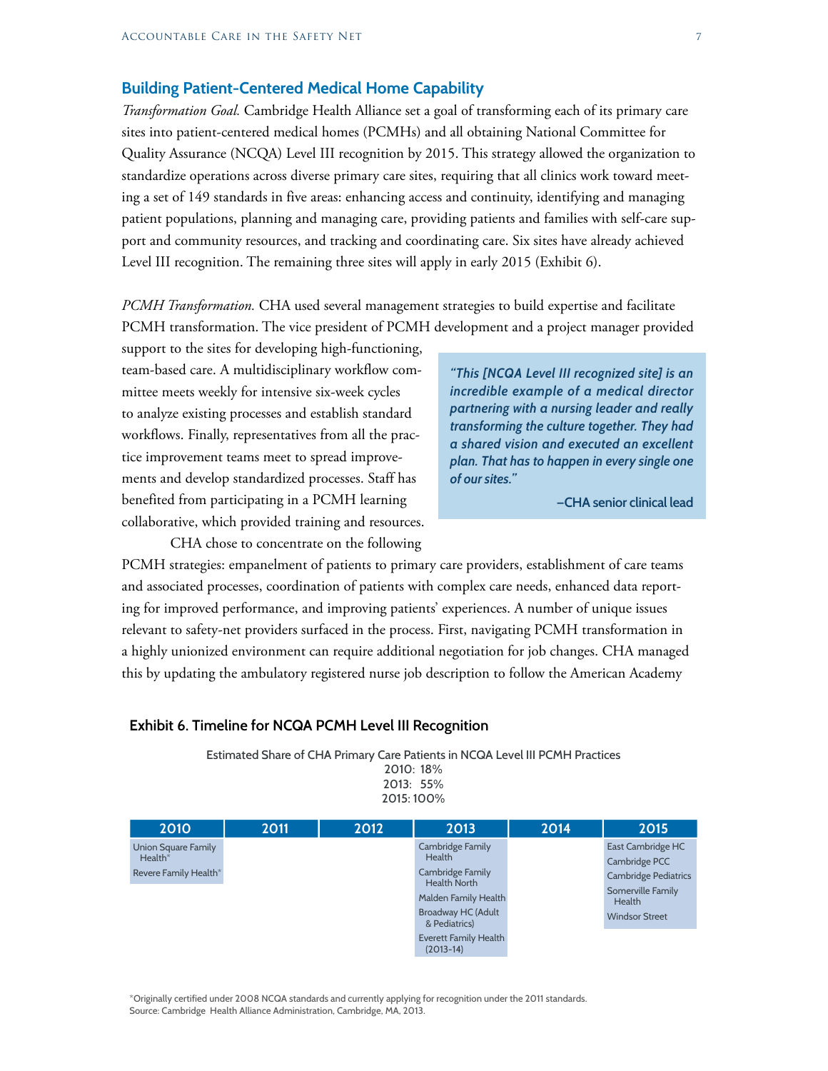## Building Patient-Centered Medical Home Capability

*Transformation Goal.* Cambridge Health Alliance set a goal of transforming each of its primary care sites into patient-centered medical homes (PCMHs) and all obtaining National Committee for Quality Assurance (NCQA) Level III recognition by 2015. This strategy allowed the organization to standardize operations across diverse primary care sites, requiring that all clinics work toward meeting a set of 149 standards in five areas: enhancing access and continuity, identifying and managing patient populations, planning and managing care, providing patients and families with self-care support and community resources, and tracking and coordinating care. Six sites have already achieved Level III recognition. The remaining three sites will apply in early 2015 (Exhibit 6).

*PCMH Transformation.* CHA used several management strategies to build expertise and facilitate PCMH transformation. The vice president of PCMH development and a project manager provided support to the sites for developing high-functioning, team-based care. A multidisciplinary workflow committee meets weekly for intensive six-week cycles to analyze existing processes and establish standard workflows. Finally, representatives from all the practice improvement teams meet to spread improvements and develop standardized processes. Staff has benefited from participating in a PCMH learning collaborative, which provided training and resources.

> ***"This [NCQA Level III recognized site] is an incredible example of a medical director partnering with a nursing leader and really transforming the culture together. They had a shared vision and executed an excellent plan. That has to happen in every single one of our sites."***
>
> **–CHA senior clinical lead**

CHA chose to concentrate on the following PCMH strategies: empanelment of patients to primary care providers, establishment of care teams and associated processes, coordination of patients with complex care needs, enhanced data reporting for improved performance, and improving patients' experiences. A number of unique issues relevant to safety-net providers surfaced in the process. First, navigating PCMH transformation in a highly unionized environment can require additional negotiation for job changes. CHA managed this by updating the ambulatory registered nurse job description to follow the American Academy

### Exhibit 6. Timeline for NCQA PCMH Level III Recognition

Estimated Share of CHA Primary Care Patients in NCQA Level III PCMH Practices
2010: 18%
2013: 55%
2015: 100%

| 2010 | 2011 | 2012 | 2013 | 2014 | 2015 |
|---|---|---|---|---|---|
| Union Square Family Health* | | | Cambridge Family Health | | East Cambridge HC |
| Revere Family Health* | | | Cambridge Family Health North | | Cambridge PCC |
| | | | Malden Family Health | | Cambridge Pediatrics |
| | | | Broadway HC (Adult & Pediatrics) | | Somerville Family Health |
| | | | Everett Family Health (2013-14) | | Windsor Street |

*Originally certified under 2008 NCQA standards and currently applying for recognition under the 2011 standards.
Source: Cambridge Health Alliance Administration, Cambridge, MA, 2013.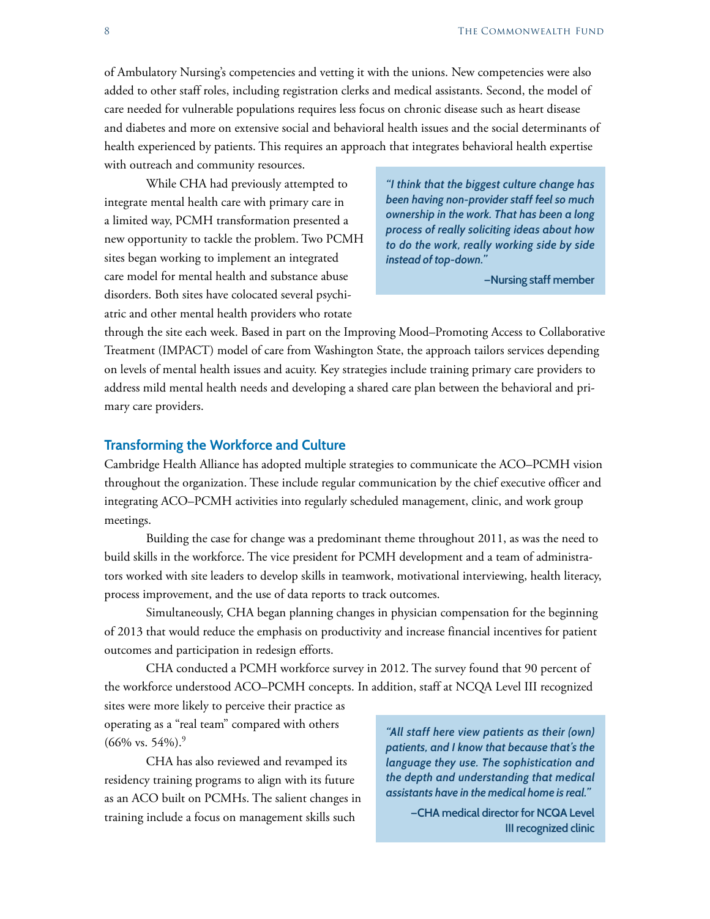of Ambulatory Nursing's competencies and vetting it with the unions. New competencies were also added to other staff roles, including registration clerks and medical assistants. Second, the model of care needed for vulnerable populations requires less focus on chronic disease such as heart disease and diabetes and more on extensive social and behavioral health issues and the social determinants of health experienced by patients. This requires an approach that integrates behavioral health expertise with outreach and community resources.

While CHA had previously attempted to integrate mental health care with primary care in a limited way, PCMH transformation presented a new opportunity to tackle the problem. Two PCMH sites began working to implement an integrated care model for mental health and substance abuse disorders. Both sites have colocated several psychiatric and other mental health providers who rotate through the site each week. Based in part on the Improving Mood–Promoting Access to Collaborative Treatment (IMPACT) model of care from Washington State, the approach tailors services depending on levels of mental health issues and acuity. Key strategies include training primary care providers to address mild mental health needs and developing a shared care plan between the behavioral and primary care providers.

> ***"I think that the biggest culture change has been having non-provider staff feel so much ownership in the work. That has been a long process of really soliciting ideas about how to do the work, really working side by side instead of top-down."***
>
> **–Nursing staff member**

## Transforming the Workforce and Culture

Cambridge Health Alliance has adopted multiple strategies to communicate the ACO–PCMH vision throughout the organization. These include regular communication by the chief executive officer and integrating ACO–PCMH activities into regularly scheduled management, clinic, and work group meetings.

Building the case for change was a predominant theme throughout 2011, as was the need to build skills in the workforce. The vice president for PCMH development and a team of administrators worked with site leaders to develop skills in teamwork, motivational interviewing, health literacy, process improvement, and the use of data reports to track outcomes.

Simultaneously, CHA began planning changes in physician compensation for the beginning of 2013 that would reduce the emphasis on productivity and increase financial incentives for patient outcomes and participation in redesign efforts.

CHA conducted a PCMH workforce survey in 2012. The survey found that 90 percent of the workforce understood ACO–PCMH concepts. In addition, staff at NCQA Level III recognized sites were more likely to perceive their practice as operating as a "real team" compared with others (66% vs. 54%).[9]

CHA has also reviewed and revamped its residency training programs to align with its future as an ACO built on PCMHs. The salient changes in training include a focus on management skills such

> ***"All staff here view patients as their (own) patients, and I know that because that's the language they use. The sophistication and the depth and understanding that medical assistants have in the medical home is real."***
>
> **–CHA medical director for NCQA Level III recognized clinic**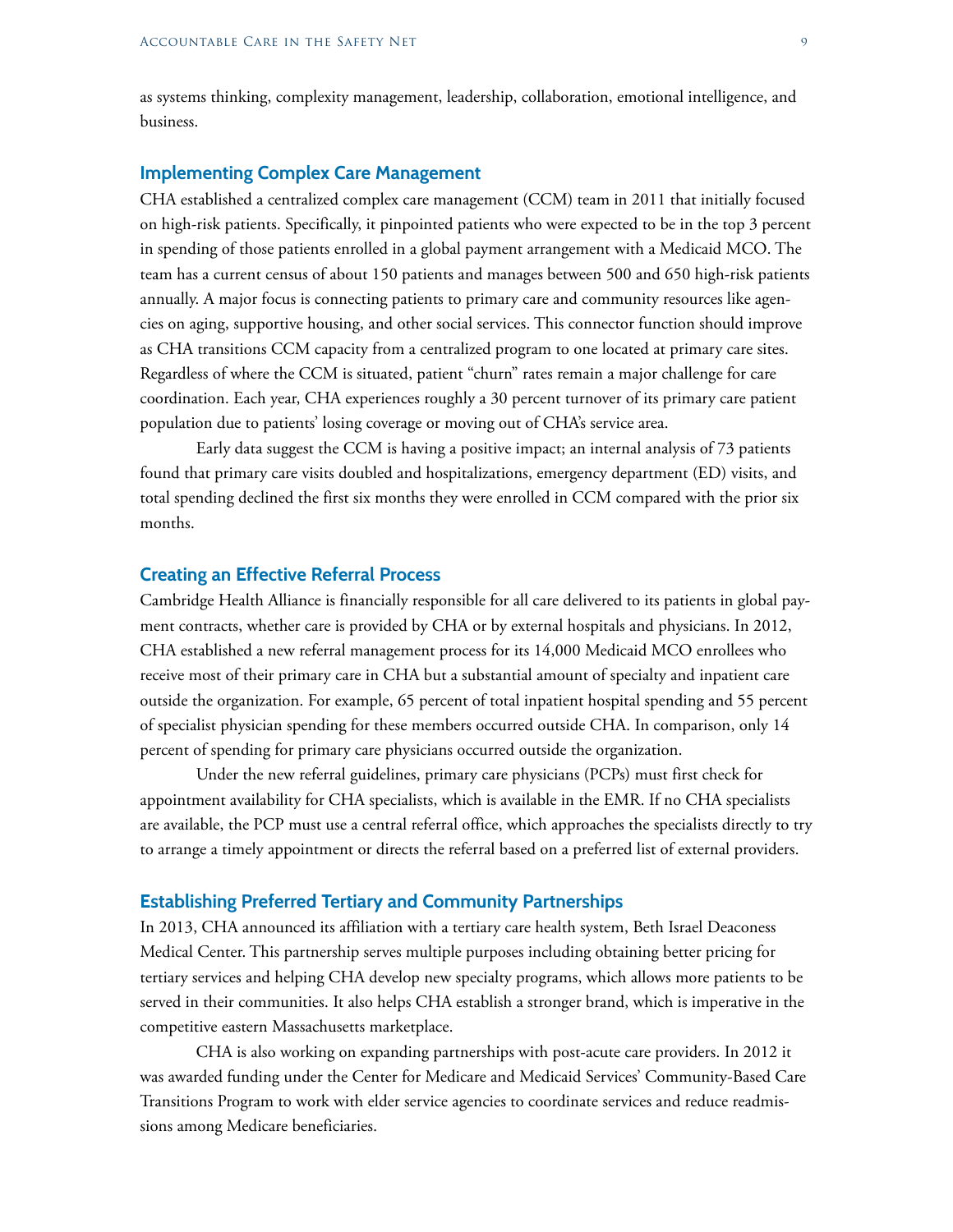as systems thinking, complexity management, leadership, collaboration, emotional intelligence, and business.

## Implementing Complex Care Management

CHA established a centralized complex care management (CCM) team in 2011 that initially focused on high-risk patients. Specifically, it pinpointed patients who were expected to be in the top 3 percent in spending of those patients enrolled in a global payment arrangement with a Medicaid MCO. The team has a current census of about 150 patients and manages between 500 and 650 high-risk patients annually. A major focus is connecting patients to primary care and community resources like agencies on aging, supportive housing, and other social services. This connector function should improve as CHA transitions CCM capacity from a centralized program to one located at primary care sites. Regardless of where the CCM is situated, patient "churn" rates remain a major challenge for care coordination. Each year, CHA experiences roughly a 30 percent turnover of its primary care patient population due to patients' losing coverage or moving out of CHA's service area.

Early data suggest the CCM is having a positive impact; an internal analysis of 73 patients found that primary care visits doubled and hospitalizations, emergency department (ED) visits, and total spending declined the first six months they were enrolled in CCM compared with the prior six months.

## Creating an Effective Referral Process

Cambridge Health Alliance is financially responsible for all care delivered to its patients in global payment contracts, whether care is provided by CHA or by external hospitals and physicians. In 2012, CHA established a new referral management process for its 14,000 Medicaid MCO enrollees who receive most of their primary care in CHA but a substantial amount of specialty and inpatient care outside the organization. For example, 65 percent of total inpatient hospital spending and 55 percent of specialist physician spending for these members occurred outside CHA. In comparison, only 14 percent of spending for primary care physicians occurred outside the organization.

Under the new referral guidelines, primary care physicians (PCPs) must first check for appointment availability for CHA specialists, which is available in the EMR. If no CHA specialists are available, the PCP must use a central referral office, which approaches the specialists directly to try to arrange a timely appointment or directs the referral based on a preferred list of external providers.

## Establishing Preferred Tertiary and Community Partnerships

In 2013, CHA announced its affiliation with a tertiary care health system, Beth Israel Deaconess Medical Center. This partnership serves multiple purposes including obtaining better pricing for tertiary services and helping CHA develop new specialty programs, which allows more patients to be served in their communities. It also helps CHA establish a stronger brand, which is imperative in the competitive eastern Massachusetts marketplace.

CHA is also working on expanding partnerships with post-acute care providers. In 2012 it was awarded funding under the Center for Medicare and Medicaid Services' Community-Based Care Transitions Program to work with elder service agencies to coordinate services and reduce readmissions among Medicare beneficiaries.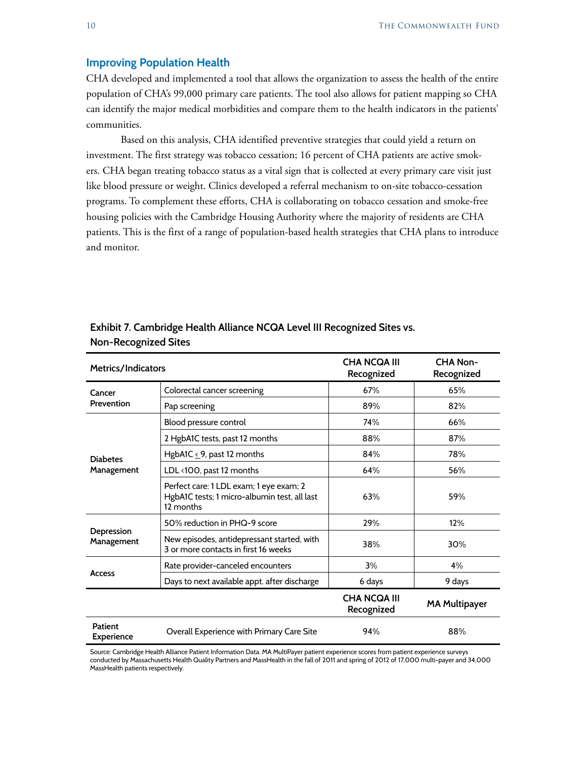## Improving Population Health

CHA developed and implemented a tool that allows the organization to assess the health of the entire population of CHA's 99,000 primary care patients. The tool also allows for patient mapping so CHA can identify the major medical morbidities and compare them to the health indicators in the patients' communities.

Based on this analysis, CHA identified preventive strategies that could yield a return on investment. The first strategy was tobacco cessation; 16 percent of CHA patients are active smokers. CHA began treating tobacco status as a vital sign that is collected at every primary care visit just like blood pressure or weight. Clinics developed a referral mechanism to on-site tobacco-cessation programs. To complement these efforts, CHA is collaborating on tobacco cessation and smoke-free housing policies with the Cambridge Housing Authority where the majority of residents are CHA patients. This is the first of a range of population-based health strategies that CHA plans to introduce and monitor.

**Exhibit 7. Cambridge Health Alliance NCQA Level III Recognized Sites vs. Non-Recognized Sites**

| Metrics/Indicators | | CHA NCQA III Recognized | CHA Non-Recognized |
|---|---|---|---|
| Cancer Prevention | Colorectal cancer screening | 67% | 65% |
| | Pap screening | 89% | 82% |
| Diabetes Management | Blood pressure control | 74% | 66% |
| | 2 HgbA1C tests, past 12 months | 88% | 87% |
| | HgbA1C ≤ 9, past 12 months | 84% | 78% |
| | LDL <100, past 12 months | 64% | 56% |
| | Perfect care: 1 LDL exam; 1 eye exam; 2 HgbA1C tests; 1 micro-albumin test, all last 12 months | 63% | 59% |
| Depression Management | 50% reduction in PHQ-9 score | 29% | 12% |
| | New episodes, antidepressant started, with 3 or more contacts in first 16 weeks | 38% | 30% |
| Access | Rate provider-canceled encounters | 3% | 4% |
| | Days to next available appt. after discharge | 6 days | 9 days |
| | | **CHA NCQA III Recognized** | **MA Multipayer** |
| Patient Experience | Overall Experience with Primary Care Site | 94% | 88% |

Source: Cambridge Health Alliance Patient Information Data. MA MultiPayer patient experience scores from patient experience surveys conducted by Massachusetts Health Quality Partners and MassHealth in the fall of 2011 and spring of 2012 of 17,000 multi-payer and 34,000 MassHealth patients respectively.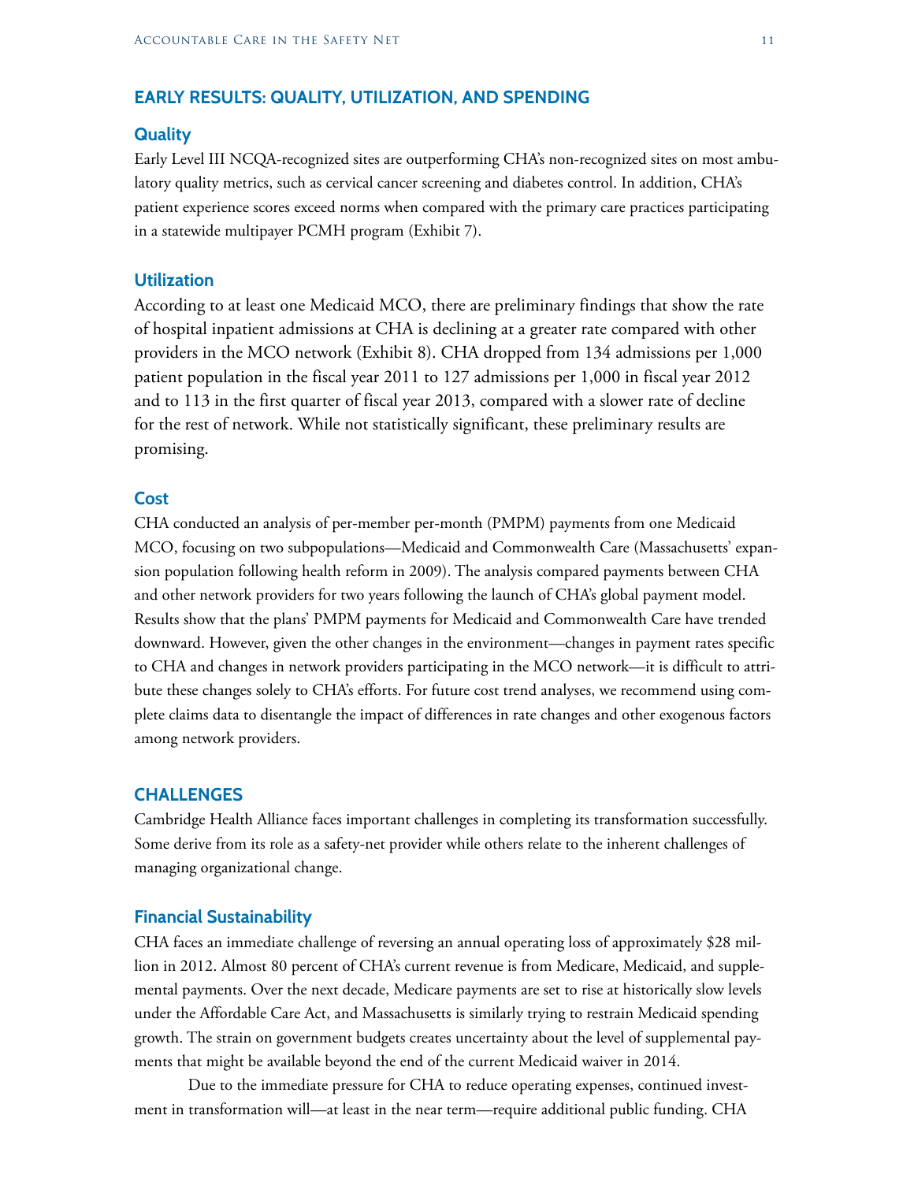## EARLY RESULTS: QUALITY, UTILIZATION, AND SPENDING

### Quality

Early Level III NCQA-recognized sites are outperforming CHA's non-recognized sites on most ambulatory quality metrics, such as cervical cancer screening and diabetes control. In addition, CHA's patient experience scores exceed norms when compared with the primary care practices participating in a statewide multipayer PCMH program (Exhibit 7).

### Utilization

According to at least one Medicaid MCO, there are preliminary findings that show the rate of hospital inpatient admissions at CHA is declining at a greater rate compared with other providers in the MCO network (Exhibit 8). CHA dropped from 134 admissions per 1,000 patient population in the fiscal year 2011 to 127 admissions per 1,000 in fiscal year 2012 and to 113 in the first quarter of fiscal year 2013, compared with a slower rate of decline for the rest of network. While not statistically significant, these preliminary results are promising.

### Cost

CHA conducted an analysis of per-member per-month (PMPM) payments from one Medicaid MCO, focusing on two subpopulations—Medicaid and Commonwealth Care (Massachusetts' expansion population following health reform in 2009). The analysis compared payments between CHA and other network providers for two years following the launch of CHA's global payment model. Results show that the plans' PMPM payments for Medicaid and Commonwealth Care have trended downward. However, given the other changes in the environment—changes in payment rates specific to CHA and changes in network providers participating in the MCO network—it is difficult to attribute these changes solely to CHA's efforts. For future cost trend analyses, we recommend using complete claims data to disentangle the impact of differences in rate changes and other exogenous factors among network providers.

## CHALLENGES

Cambridge Health Alliance faces important challenges in completing its transformation successfully. Some derive from its role as a safety-net provider while others relate to the inherent challenges of managing organizational change.

### Financial Sustainability

CHA faces an immediate challenge of reversing an annual operating loss of approximately $28 million in 2012. Almost 80 percent of CHA's current revenue is from Medicare, Medicaid, and supplemental payments. Over the next decade, Medicare payments are set to rise at historically slow levels under the Affordable Care Act, and Massachusetts is similarly trying to restrain Medicaid spending growth. The strain on government budgets creates uncertainty about the level of supplemental payments that might be available beyond the end of the current Medicaid waiver in 2014.

Due to the immediate pressure for CHA to reduce operating expenses, continued investment in transformation will—at least in the near term—require additional public funding. CHA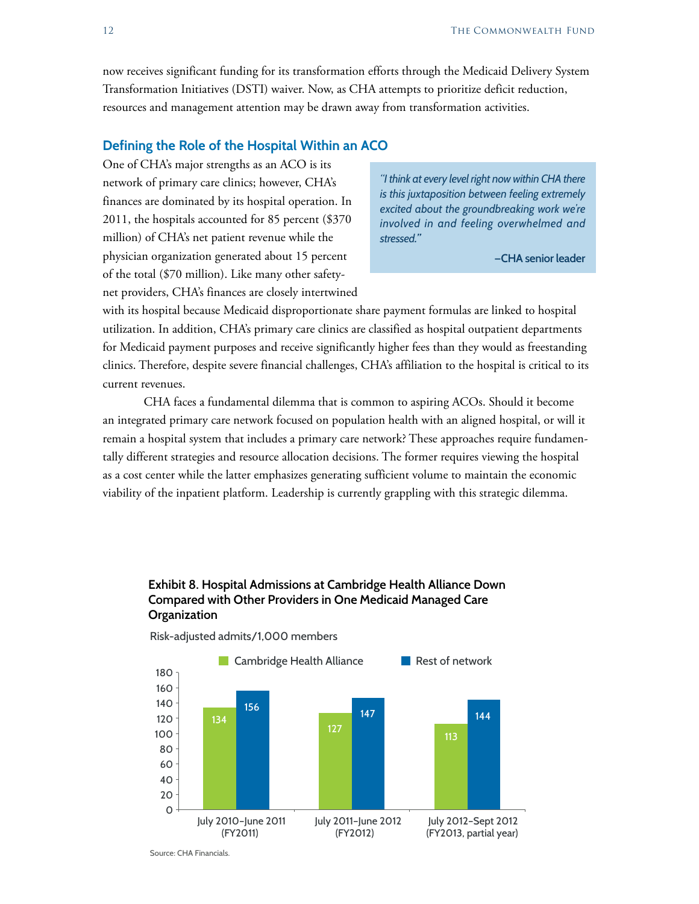now receives significant funding for its transformation efforts through the Medicaid Delivery System Transformation Initiatives (DSTI) waiver. Now, as CHA attempts to prioritize deficit reduction, resources and management attention may be drawn away from transformation activities.

## Defining the Role of the Hospital Within an ACO

One of CHA's major strengths as an ACO is its network of primary care clinics; however, CHA's finances are dominated by its hospital operation. In 2011, the hospitals accounted for 85 percent ($370 million) of CHA's net patient revenue while the physician organization generated about 15 percent of the total ($70 million). Like many other safety-net providers, CHA's finances are closely intertwined with its hospital because Medicaid disproportionate share payment formulas are linked to hospital utilization. In addition, CHA's primary care clinics are classified as hospital outpatient departments for Medicaid payment purposes and receive significantly higher fees than they would as freestanding clinics. Therefore, despite severe financial challenges, CHA's affiliation to the hospital is critical to its current revenues.

> *"I think at every level right now within CHA there is this juxtaposition between feeling extremely excited about the groundbreaking work we're involved in and feeling overwhelmed and stressed."*
>
> **–CHA senior leader**

CHA faces a fundamental dilemma that is common to aspiring ACOs. Should it become an integrated primary care network focused on population health with an aligned hospital, or will it remain a hospital system that includes a primary care network? These approaches require fundamentally different strategies and resource allocation decisions. The former requires viewing the hospital as a cost center while the latter emphasizes generating sufficient volume to maintain the economic viability of the inpatient platform. Leadership is currently grappling with this strategic dilemma.

**Exhibit 8. Hospital Admissions at Cambridge Health Alliance Down Compared with Other Providers in One Medicaid Managed Care Organization**

Risk-adjusted admits/1,000 members

| Period | Cambridge Health Alliance | Rest of network |
|---|---|---|
| July 2010–June 2011 (FY2011) | 134 | 156 |
| July 2011–June 2012 (FY2012) | 127 | 147 |
| July 2012–Sept 2012 (FY2013, partial year) | 113 | 144 |

Source: CHA Financials.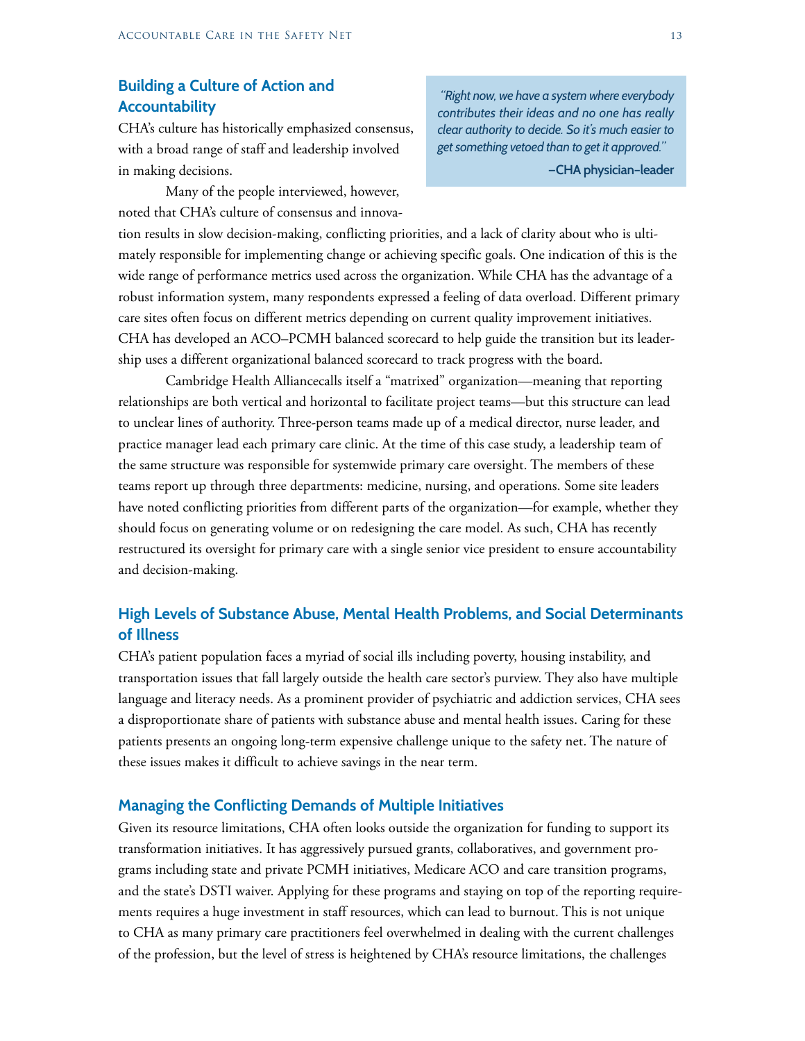## Building a Culture of Action and Accountability

> *"Right now, we have a system where everybody contributes their ideas and no one has really clear authority to decide. So it's much easier to get something vetoed than to get it approved."*
>
> **–CHA physician–leader**

CHA's culture has historically emphasized consensus, with a broad range of staff and leadership involved in making decisions.

Many of the people interviewed, however, noted that CHA's culture of consensus and innovation results in slow decision-making, conflicting priorities, and a lack of clarity about who is ultimately responsible for implementing change or achieving specific goals. One indication of this is the wide range of performance metrics used across the organization. While CHA has the advantage of a robust information system, many respondents expressed a feeling of data overload. Different primary care sites often focus on different metrics depending on current quality improvement initiatives. CHA has developed an ACO–PCMH balanced scorecard to help guide the transition but its leadership uses a different organizational balanced scorecard to track progress with the board.

Cambridge Health Alliancecalls itself a "matrixed" organization—meaning that reporting relationships are both vertical and horizontal to facilitate project teams—but this structure can lead to unclear lines of authority. Three-person teams made up of a medical director, nurse leader, and practice manager lead each primary care clinic. At the time of this case study, a leadership team of the same structure was responsible for systemwide primary care oversight. The members of these teams report up through three departments: medicine, nursing, and operations. Some site leaders have noted conflicting priorities from different parts of the organization—for example, whether they should focus on generating volume or on redesigning the care model. As such, CHA has recently restructured its oversight for primary care with a single senior vice president to ensure accountability and decision-making.

## High Levels of Substance Abuse, Mental Health Problems, and Social Determinants of Illness

CHA's patient population faces a myriad of social ills including poverty, housing instability, and transportation issues that fall largely outside the health care sector's purview. They also have multiple language and literacy needs. As a prominent provider of psychiatric and addiction services, CHA sees a disproportionate share of patients with substance abuse and mental health issues. Caring for these patients presents an ongoing long-term expensive challenge unique to the safety net. The nature of these issues makes it difficult to achieve savings in the near term.

## Managing the Conflicting Demands of Multiple Initiatives

Given its resource limitations, CHA often looks outside the organization for funding to support its transformation initiatives. It has aggressively pursued grants, collaboratives, and government programs including state and private PCMH initiatives, Medicare ACO and care transition programs, and the state's DSTI waiver. Applying for these programs and staying on top of the reporting requirements requires a huge investment in staff resources, which can lead to burnout. This is not unique to CHA as many primary care practitioners feel overwhelmed in dealing with the current challenges of the profession, but the level of stress is heightened by CHA's resource limitations, the challenges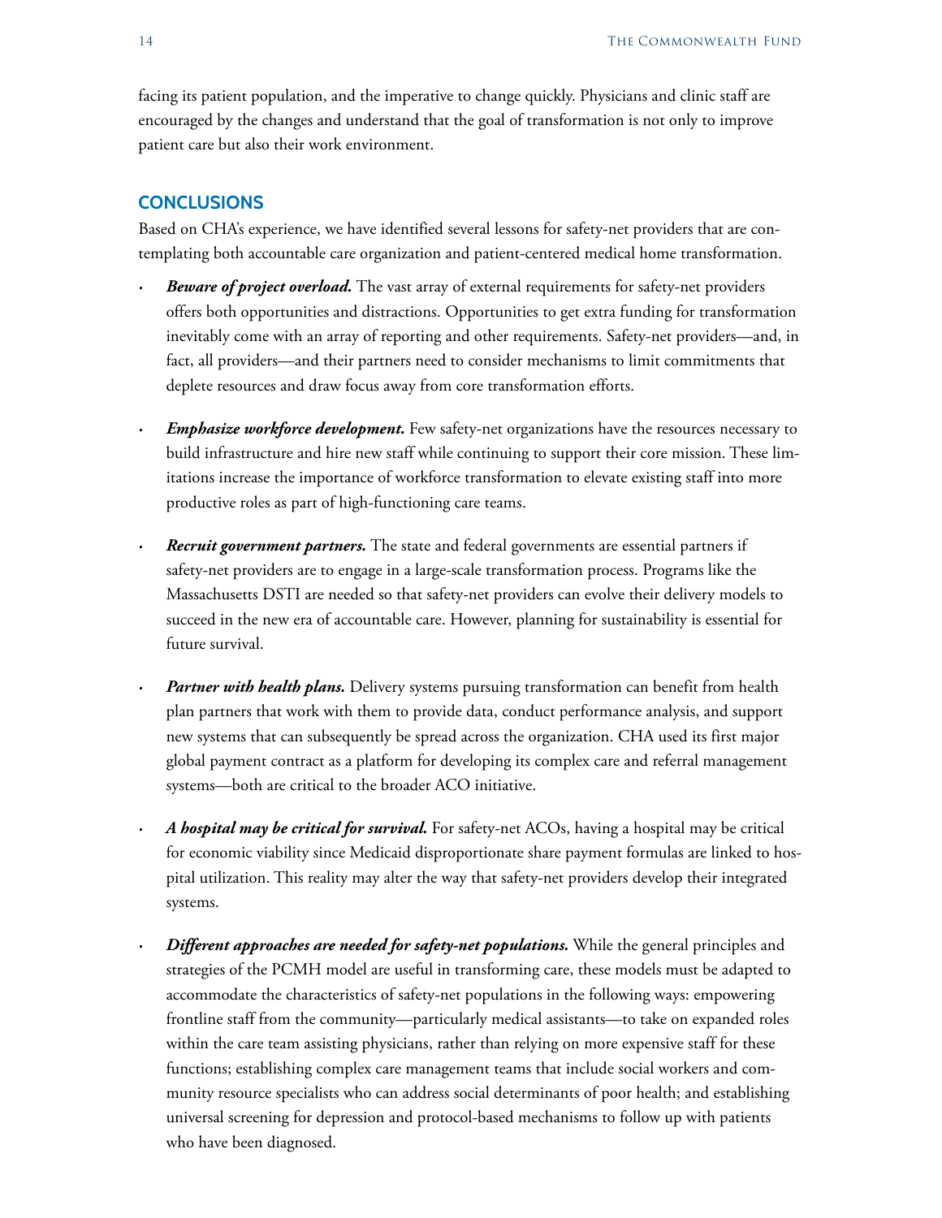facing its patient population, and the imperative to change quickly. Physicians and clinic staff are encouraged by the changes and understand that the goal of transformation is not only to improve patient care but also their work environment.

## CONCLUSIONS

Based on CHA's experience, we have identified several lessons for safety-net providers that are contemplating both accountable care organization and patient-centered medical home transformation.

- ***Beware of project overload.*** The vast array of external requirements for safety-net providers offers both opportunities and distractions. Opportunities to get extra funding for transformation inevitably come with an array of reporting and other requirements. Safety-net providers—and, in fact, all providers—and their partners need to consider mechanisms to limit commitments that deplete resources and draw focus away from core transformation efforts.

- ***Emphasize workforce development.*** Few safety-net organizations have the resources necessary to build infrastructure and hire new staff while continuing to support their core mission. These limitations increase the importance of workforce transformation to elevate existing staff into more productive roles as part of high-functioning care teams.

- ***Recruit government partners.*** The state and federal governments are essential partners if safety-net providers are to engage in a large-scale transformation process. Programs like the Massachusetts DSTI are needed so that safety-net providers can evolve their delivery models to succeed in the new era of accountable care. However, planning for sustainability is essential for future survival.

- ***Partner with health plans.*** Delivery systems pursuing transformation can benefit from health plan partners that work with them to provide data, conduct performance analysis, and support new systems that can subsequently be spread across the organization. CHA used its first major global payment contract as a platform for developing its complex care and referral management systems—both are critical to the broader ACO initiative.

- ***A hospital may be critical for survival.*** For safety-net ACOs, having a hospital may be critical for economic viability since Medicaid disproportionate share payment formulas are linked to hospital utilization. This reality may alter the way that safety-net providers develop their integrated systems.

- ***Different approaches are needed for safety-net populations.*** While the general principles and strategies of the PCMH model are useful in transforming care, these models must be adapted to accommodate the characteristics of safety-net populations in the following ways: empowering frontline staff from the community—particularly medical assistants—to take on expanded roles within the care team assisting physicians, rather than relying on more expensive staff for these functions; establishing complex care management teams that include social workers and community resource specialists who can address social determinants of poor health; and establishing universal screening for depression and protocol-based mechanisms to follow up with patients who have been diagnosed.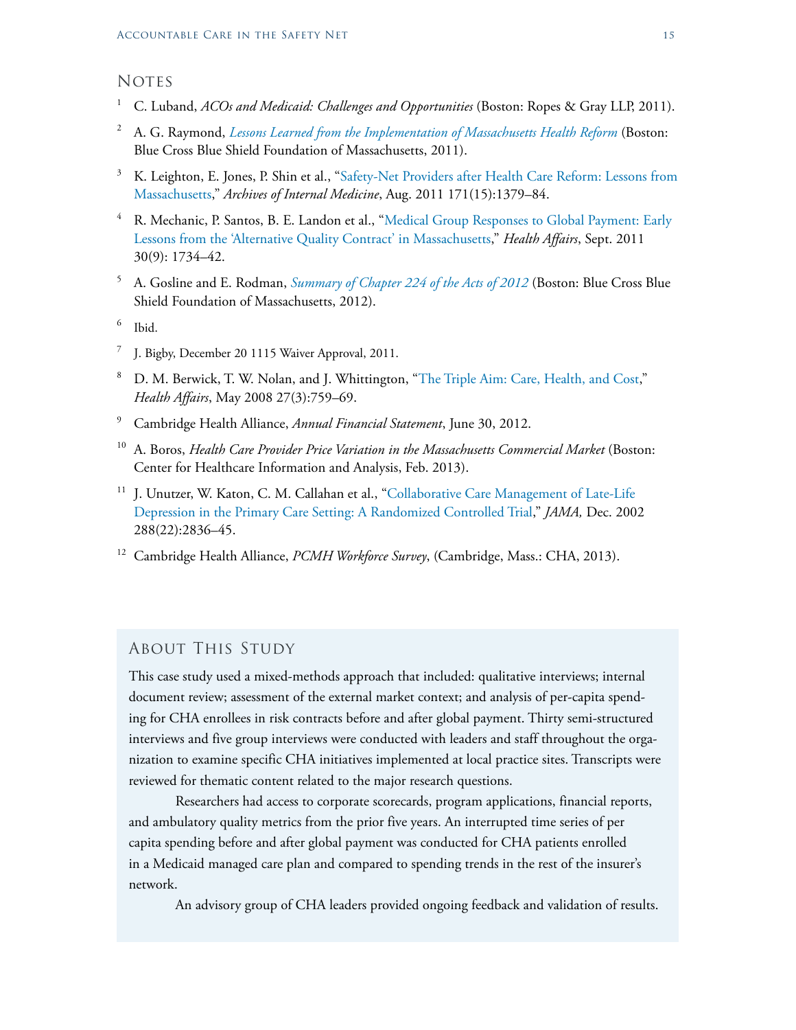## Notes

1. C. Luband, *ACOs and Medicaid: Challenges and Opportunities* (Boston: Ropes & Gray LLP, 2011).

2. A. G. Raymond, *Lessons Learned from the Implementation of Massachusetts Health Reform* (Boston: Blue Cross Blue Shield Foundation of Massachusetts, 2011).

3. K. Leighton, E. Jones, P. Shin et al., "Safety-Net Providers after Health Care Reform: Lessons from Massachusetts," *Archives of Internal Medicine*, Aug. 2011 171(15):1379–84.

4. R. Mechanic, P. Santos, B. E. Landon et al., "Medical Group Responses to Global Payment: Early Lessons from the 'Alternative Quality Contract' in Massachusetts," *Health Affairs*, Sept. 2011 30(9): 1734–42.

5. A. Gosline and E. Rodman, *Summary of Chapter 224 of the Acts of 2012* (Boston: Blue Cross Blue Shield Foundation of Massachusetts, 2012).

6. Ibid.

7. J. Bigby, December 20 1115 Waiver Approval, 2011.

8. D. M. Berwick, T. W. Nolan, and J. Whittington, "The Triple Aim: Care, Health, and Cost," *Health Affairs*, May 2008 27(3):759–69.

9. Cambridge Health Alliance, *Annual Financial Statement*, June 30, 2012.

10. A. Boros, *Health Care Provider Price Variation in the Massachusetts Commercial Market* (Boston: Center for Healthcare Information and Analysis, Feb. 2013).

11. J. Unutzer, W. Katon, C. M. Callahan et al., "Collaborative Care Management of Late-Life Depression in the Primary Care Setting: A Randomized Controlled Trial," *JAMA,* Dec. 2002 288(22):2836–45.

12. Cambridge Health Alliance, *PCMH Workforce Survey*, (Cambridge, Mass.: CHA, 2013).

## About This Study

This case study used a mixed-methods approach that included: qualitative interviews; internal document review; assessment of the external market context; and analysis of per-capita spending for CHA enrollees in risk contracts before and after global payment. Thirty semi-structured interviews and five group interviews were conducted with leaders and staff throughout the organization to examine specific CHA initiatives implemented at local practice sites. Transcripts were reviewed for thematic content related to the major research questions.

Researchers had access to corporate scorecards, program applications, financial reports, and ambulatory quality metrics from the prior five years. An interrupted time series of per capita spending before and after global payment was conducted for CHA patients enrolled in a Medicaid managed care plan and compared to spending trends in the rest of the insurer's network.

An advisory group of CHA leaders provided ongoing feedback and validation of results.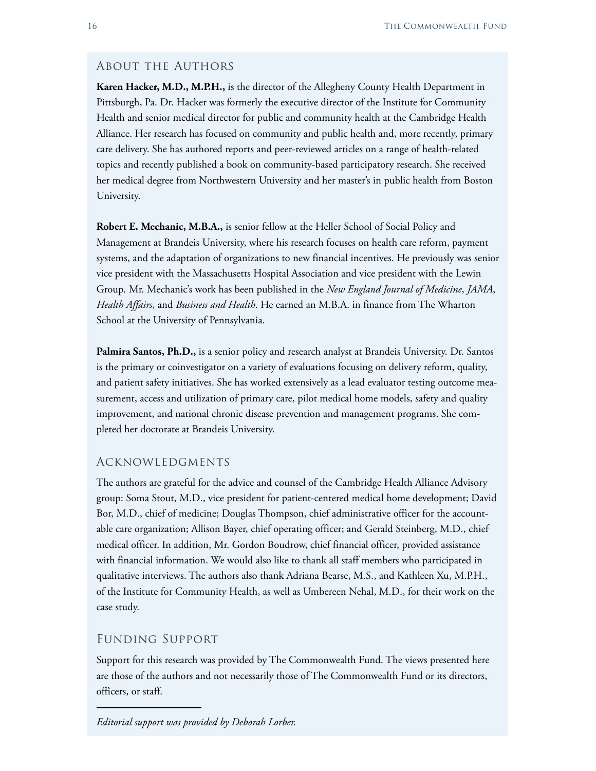## About the Authors

**Karen Hacker, M.D., M.P.H.,** is the director of the Allegheny County Health Department in Pittsburgh, Pa. Dr. Hacker was formerly the executive director of the Institute for Community Health and senior medical director for public and community health at the Cambridge Health Alliance. Her research has focused on community and public health and, more recently, primary care delivery. She has authored reports and peer-reviewed articles on a range of health-related topics and recently published a book on community-based participatory research. She received her medical degree from Northwestern University and her master's in public health from Boston University.

**Robert E. Mechanic, M.B.A.,** is senior fellow at the Heller School of Social Policy and Management at Brandeis University, where his research focuses on health care reform, payment systems, and the adaptation of organizations to new financial incentives. He previously was senior vice president with the Massachusetts Hospital Association and vice president with the Lewin Group. Mr. Mechanic's work has been published in the *New England Journal of Medicine*, *JAMA*, *Health Affairs*, and *Business and Health*. He earned an M.B.A. in finance from The Wharton School at the University of Pennsylvania.

**Palmira Santos, Ph.D.,** is a senior policy and research analyst at Brandeis University. Dr. Santos is the primary or coinvestigator on a variety of evaluations focusing on delivery reform, quality, and patient safety initiatives. She has worked extensively as a lead evaluator testing outcome measurement, access and utilization of primary care, pilot medical home models, safety and quality improvement, and national chronic disease prevention and management programs. She completed her doctorate at Brandeis University.

## Acknowledgments

The authors are grateful for the advice and counsel of the Cambridge Health Alliance Advisory group: Soma Stout, M.D., vice president for patient-centered medical home development; David Bor, M.D., chief of medicine; Douglas Thompson, chief administrative officer for the accountable care organization; Allison Bayer, chief operating officer; and Gerald Steinberg, M.D., chief medical officer. In addition, Mr. Gordon Boudrow, chief financial officer, provided assistance with financial information. We would also like to thank all staff members who participated in qualitative interviews. The authors also thank Adriana Bearse, M.S., and Kathleen Xu, M.P.H., of the Institute for Community Health, as well as Umbereen Nehal, M.D., for their work on the case study.

## Funding Support

Support for this research was provided by The Commonwealth Fund. The views presented here are those of the authors and not necessarily those of The Commonwealth Fund or its directors, officers, or staff.

---

*Editorial support was provided by Deborah Lorber.*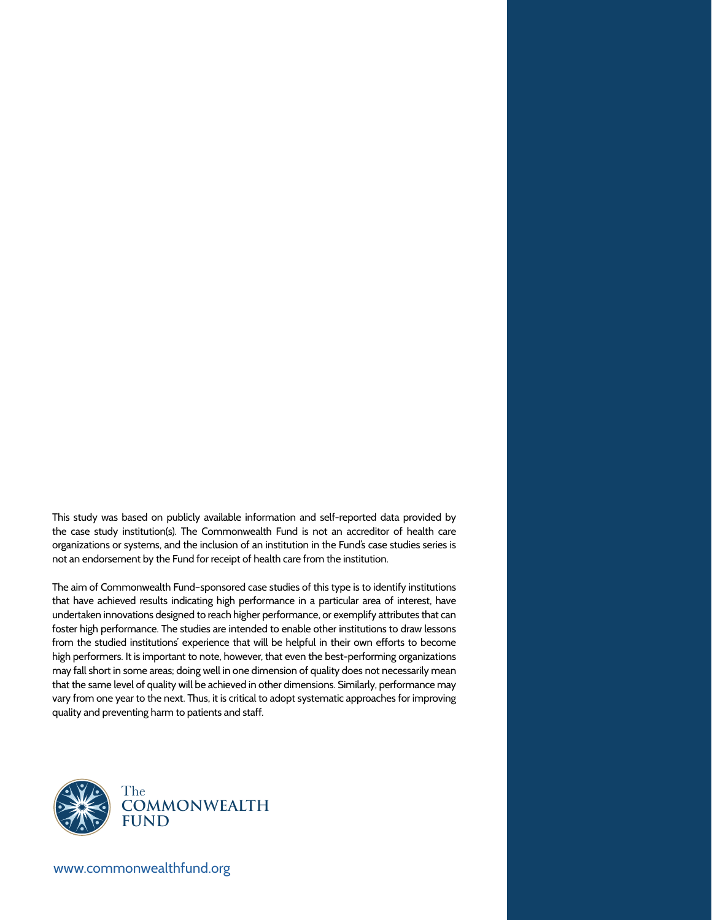This study was based on publicly available information and self-reported data provided by the case study institution(s). The Commonwealth Fund is not an accreditor of health care organizations or systems, and the inclusion of an institution in the Fund's case studies series is not an endorsement by the Fund for receipt of health care from the institution.

The aim of Commonwealth Fund–sponsored case studies of this type is to identify institutions that have achieved results indicating high performance in a particular area of interest, have undertaken innovations designed to reach higher performance, or exemplify attributes that can foster high performance. The studies are intended to enable other institutions to draw lessons from the studied institutions' experience that will be helpful in their own efforts to become high performers. It is important to note, however, that even the best-performing organizations may fall short in some areas; doing well in one dimension of quality does not necessarily mean that the same level of quality will be achieved in other dimensions. Similarly, performance may vary from one year to the next. Thus, it is critical to adopt systematic approaches for improving quality and preventing harm to patients and staff.

The
COMMONWEALTH
FUND

www.commonwealthfund.org